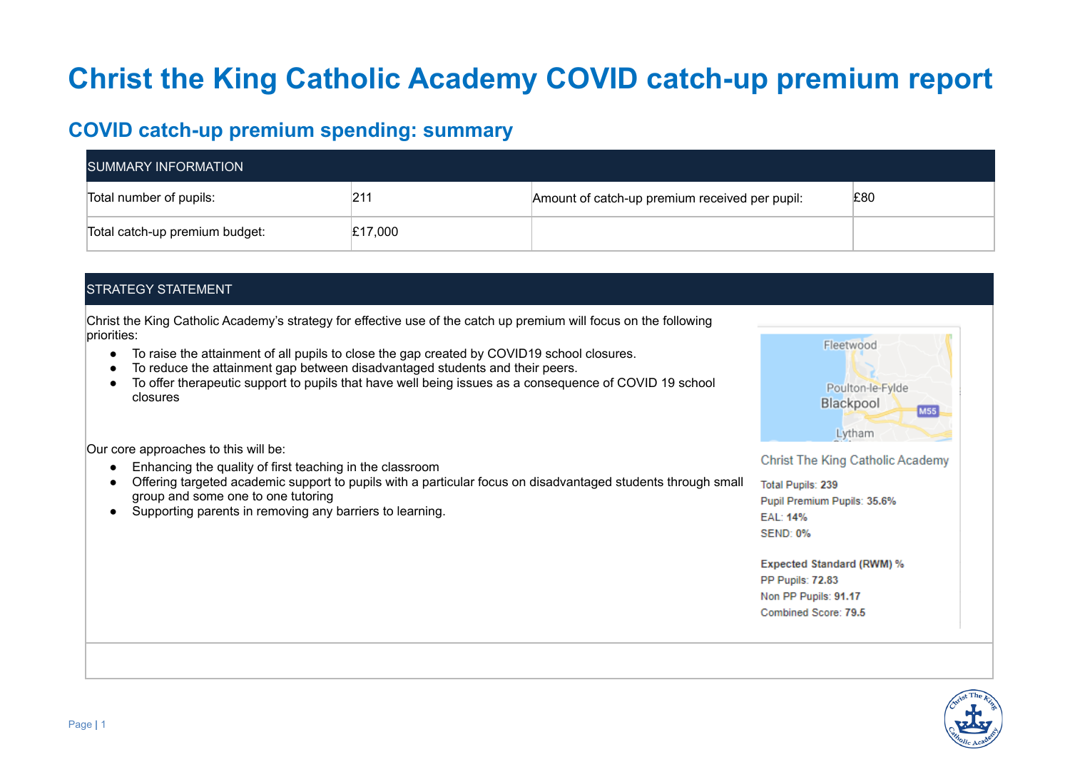# Christ the King Catholic Academy COVID catch-up premium report

## COVID catch-up premium spending: summary

| SUMMARY INFORMATION | | | |
|---|---|---|---|
| Total number of pupils: | 211 | Amount of catch-up premium received per pupil: | £80 |
| Total catch-up premium budget: | £17,000 | | |

### STRATEGY STATEMENT

Christ the King Catholic Academy's strategy for effective use of the catch up premium will focus on the following priorities:

- To raise the attainment of all pupils to close the gap created by COVID19 school closures.
- To reduce the attainment gap between disadvantaged students and their peers.
- To offer therapeutic support to pupils that have well being issues as a consequence of COVID 19 school closures

Our core approaches to this will be:

- Enhancing the quality of first teaching in the classroom
- Offering targeted academic support to pupils with a particular focus on disadvantaged students through small group and some one to one tutoring
- Supporting parents in removing any barriers to learning.

Christ The King Catholic Academy

Total Pupils: **239**
Pupil Premium Pupils: **35.6%**
EAL: **14%**
SEND: **0%**

**Expected Standard (RWM) %**
PP Pupils: **72.83**
Non PP Pupils: **91.17**
Combined Score: **79.5**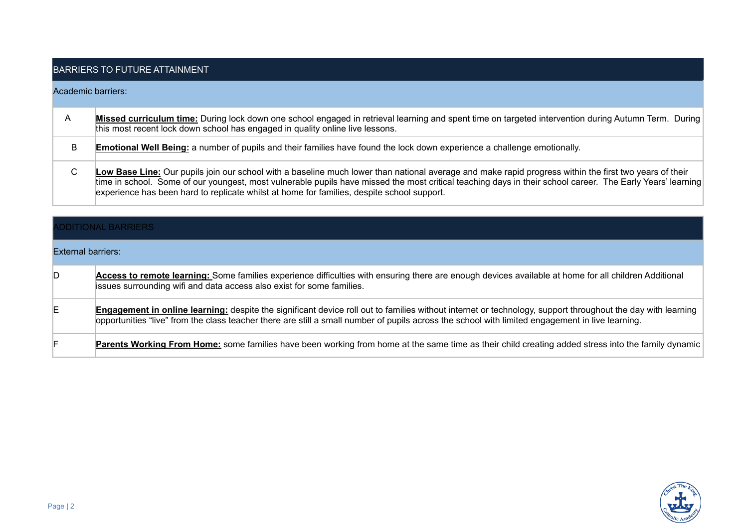| BARRIERS TO FUTURE ATTAINMENT | |
|---|---|
| Academic barriers: | |
| A | **Missed curriculum time:** During lock down one school engaged in retrieval learning and spent time on targeted intervention during Autumn Term. During this most recent lock down school has engaged in quality online live lessons. |
| B | **Emotional Well Being:** a number of pupils and their families have found the lock down experience a challenge emotionally. |
| C | **Low Base Line:** Our pupils join our school with a baseline much lower than national average and make rapid progress within the first two years of their time in school. Some of our youngest, most vulnerable pupils have missed the most critical teaching days in their school career. The Early Years' learning experience has been hard to replicate whilst at home for families, despite school support. |

| ADDITIONAL BARRIERS | |
|---|---|
| External barriers: | |
| D | **Access to remote learning:** Some families experience difficulties with ensuring there are enough devices available at home for all children Additional issues surrounding wifi and data access also exist for some families. |
| E | **Engagement in online learning:** despite the significant device roll out to families without internet or technology, support throughout the day with learning opportunities "live" from the class teacher there are still a small number of pupils across the school with limited engagement in live learning. |
| F | **Parents Working From Home:** some families have been working from home at the same time as their child creating added stress into the family dynamic |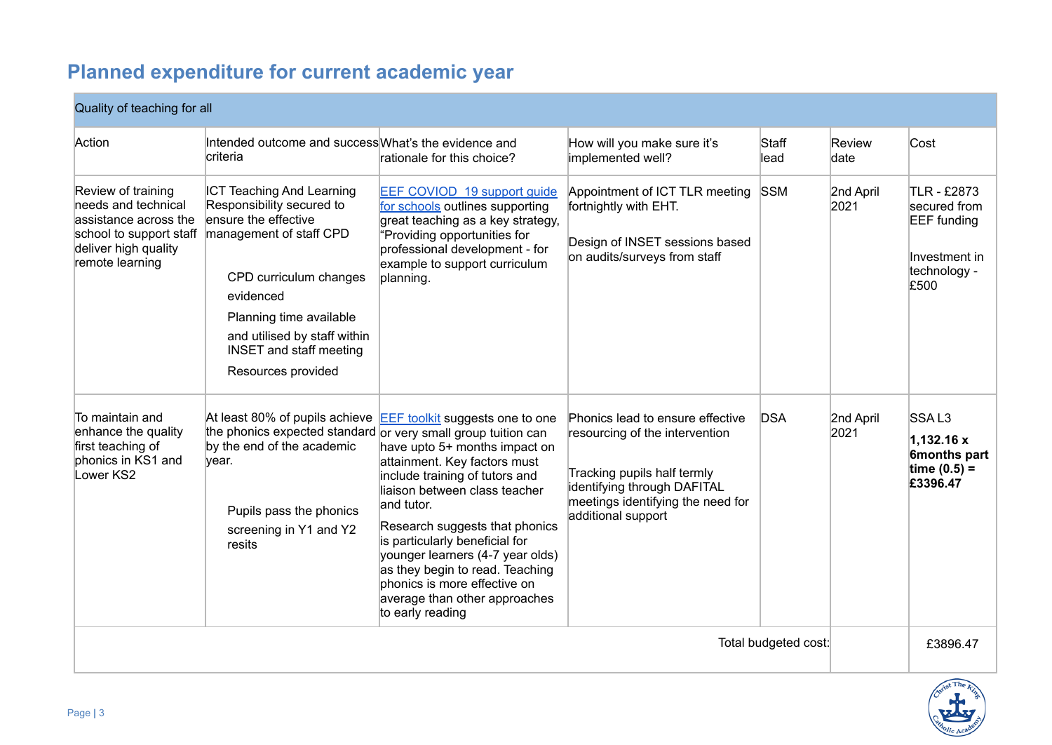## Planned expenditure for current academic year

| Quality of teaching for all | | | | | | |
|---|---|---|---|---|---|---|
| Action | Intended outcome and success criteria | What's the evidence and rationale for this choice? | How will you make sure it's implemented well? | Staff lead | Review date | Cost |
| Review of training needs and technical assistance across the school to support staff deliver high quality remote learning | ICT Teaching And Learning Responsibility secured to ensure the effective management of staff CPD<br><br>CPD curriculum changes evidenced<br>Planning time available and utilised by staff within INSET and staff meeting<br>Resources provided | [EEF COVIOD 19 support guide for schools]() outlines supporting great teaching as a key strategy, "Providing opportunities for professional development - for example to support curriculum planning. | Appointment of ICT TLR meeting fortnightly with EHT.<br><br>Design of INSET sessions based on audits/surveys from staff | SSM | 2nd April 2021 | TLR - £2873 secured from EEF funding<br><br>Investment in technology - £500 |
| To maintain and enhance the quality first teaching of phonics in KS1 and Lower KS2 | At least 80% of pupils achieve the phonics expected standard by the end of the academic year.<br><br>Pupils pass the phonics screening in Y1 and Y2 resits | [EEF toolkit]() suggests one to one or very small group tuition can have upto 5+ months impact on attainment. Key factors must include training of tutors and liaison between class teacher and tutor.<br>Research suggests that phonics is particularly beneficial for younger learners (4-7 year olds) as they begin to read. Teaching phonics is more effective on average than other approaches to early reading | Phonics lead to ensure effective resourcing of the intervention<br><br>Tracking pupils half termly identifying through DAFITAL meetings identifying the need for additional support | DSA | 2nd April 2021 | SSA L3<br>**1,132.16 x 6months part time (0.5) = £3396.47** |
| | | | | Total budgeted cost: | | £3896.47 |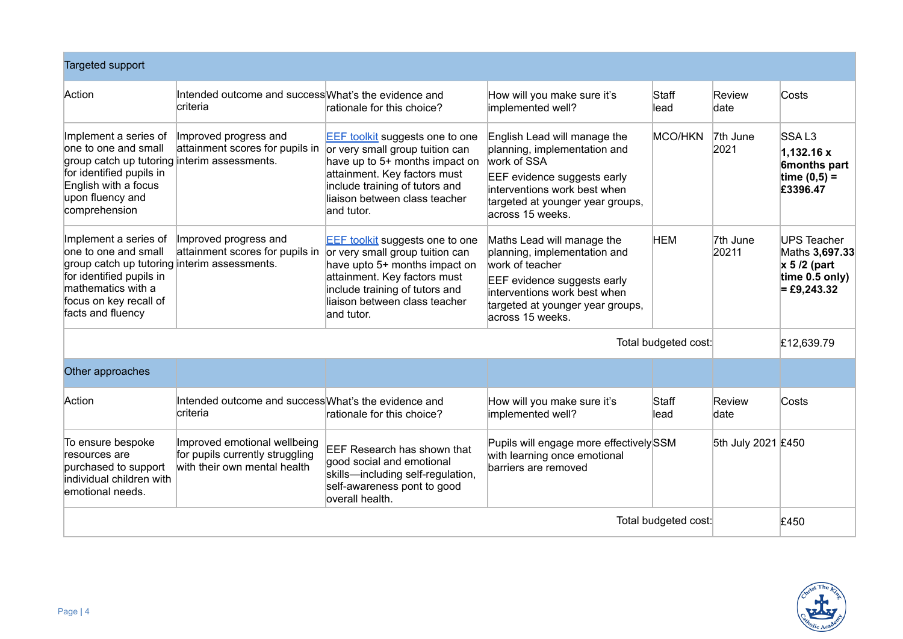| Targeted support | | | | | | |
|---|---|---|---|---|---|---|
| Action | Intended outcome and success criteria | What's the evidence and rationale for this choice? | How will you make sure it's implemented well? | Staff lead | Review date | Costs |
| Implement a series of one to one and small group catch up tutoring for identified pupils in English with a focus upon fluency and comprehension | Improved progress and attainment scores for pupils in interim assessments. | [EEF toolkit] suggests one to one or very small group tuition can have up to 5+ months impact on attainment. Key factors must include training of tutors and liaison between class teacher and tutor. | English Lead will manage the planning, implementation and work of SSA<br><br>EEF evidence suggests early interventions work best when targeted at younger year groups, across 15 weeks. | MCO/HKN | 7th June 2021 | SSA L3 **1,132.16 x 6months part time (0,5) = £3396.47** |
| Implement a series of one to one and small group catch up tutoring for identified pupils in mathematics with a focus on key recall of facts and fluency | Improved progress and attainment scores for pupils in interim assessments. | [EEF toolkit] suggests one to one or very small group tuition can have upto 5+ months impact on attainment. Key factors must include training of tutors and liaison between class teacher and tutor. | Maths Lead will manage the planning, implementation and work of teacher<br><br>EEF evidence suggests early interventions work best when targeted at younger year groups, across 15 weeks. | HEM | 7th June 20211 | UPS Teacher Maths **3,697.33 x 5 /2 (part time 0.5 only) = £9,243.32** |
| | | | | Total budgeted cost: | | £12,639.79 |

| Other approaches | | | | | | |
|---|---|---|---|---|---|---|
| Action | Intended outcome and success criteria | What's the evidence and rationale for this choice? | How will you make sure it's implemented well? | Staff lead | Review date | Costs |
| To ensure bespoke resources are purchased to support individual children with emotional needs. | Improved emotional wellbeing for pupils currently struggling with their own mental health | EEF Research has shown that good social and emotional skills—including self-regulation, self-awareness pont to good overall health. | Pupils will engage more effectively with learning once emotional barriers are removed | SSM | 5th July 2021 | £450 |
| | | | | Total budgeted cost: | | £450 |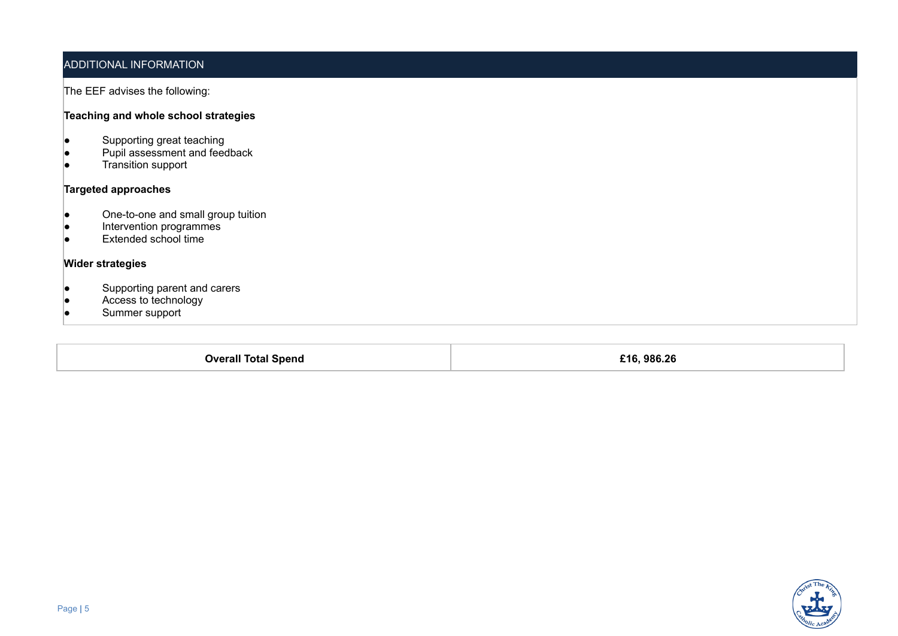## ADDITIONAL INFORMATION

The EEF advises the following:

**Teaching and whole school strategies**

- Supporting great teaching
- Pupil assessment and feedback
- Transition support

**Targeted approaches**

- One-to-one and small group tuition
- Intervention programmes
- Extended school time

**Wider strategies**

- Supporting parent and carers
- Access to technology
- Summer support

| | |
|---|---|
| **Overall Total Spend** | **£16, 986.26** |